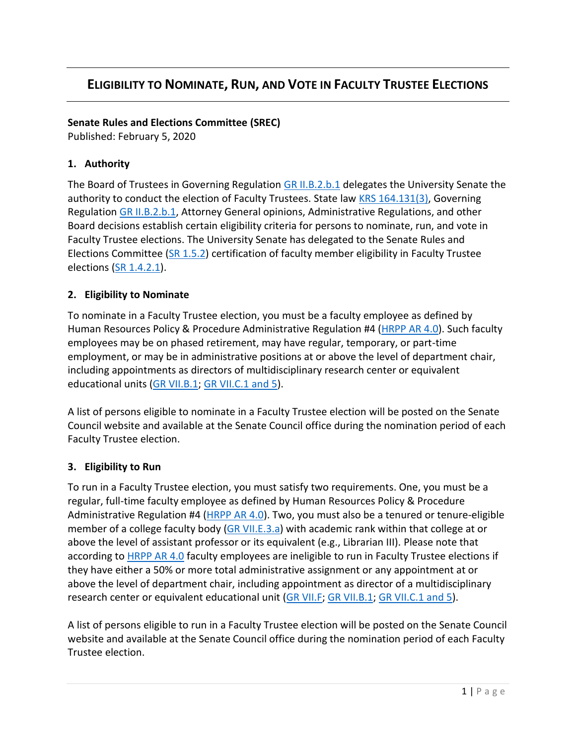# ELIGIBILITY TO NOMINATE, RUN, AND VOTE IN FACULTY TRUSTEE ELECTIONS

**Senate Rules and Elections Committee (SREC)**
Published: February 5, 2020

### 1. Authority

The Board of Trustees in Governing Regulation GR II.B.2.b.1 delegates the University Senate the authority to conduct the election of Faculty Trustees. State law KRS 164.131(3), Governing Regulation GR II.B.2.b.1, Attorney General opinions, Administrative Regulations, and other Board decisions establish certain eligibility criteria for persons to nominate, run, and vote in Faculty Trustee elections. The University Senate has delegated to the Senate Rules and Elections Committee (SR 1.5.2) certification of faculty member eligibility in Faculty Trustee elections (SR 1.4.2.1).

### 2. Eligibility to Nominate

To nominate in a Faculty Trustee election, you must be a faculty employee as defined by Human Resources Policy & Procedure Administrative Regulation #4 (HRPP AR 4.0). Such faculty employees may be on phased retirement, may have regular, temporary, or part-time employment, or may be in administrative positions at or above the level of department chair, including appointments as directors of multidisciplinary research center or equivalent educational units (GR VII.B.1; GR VII.C.1 and 5).

A list of persons eligible to nominate in a Faculty Trustee election will be posted on the Senate Council website and available at the Senate Council office during the nomination period of each Faculty Trustee election.

### 3. Eligibility to Run

To run in a Faculty Trustee election, you must satisfy two requirements. One, you must be a regular, full-time faculty employee as defined by Human Resources Policy & Procedure Administrative Regulation #4 (HRPP AR 4.0). Two, you must also be a tenured or tenure-eligible member of a college faculty body (GR VII.E.3.a) with academic rank within that college at or above the level of assistant professor or its equivalent (e.g., Librarian III). Please note that according to HRPP AR 4.0 faculty employees are ineligible to run in Faculty Trustee elections if they have either a 50% or more total administrative assignment or any appointment at or above the level of department chair, including appointment as director of a multidisciplinary research center or equivalent educational unit (GR VII.F; GR VII.B.1; GR VII.C.1 and 5).

A list of persons eligible to run in a Faculty Trustee election will be posted on the Senate Council website and available at the Senate Council office during the nomination period of each Faculty Trustee election.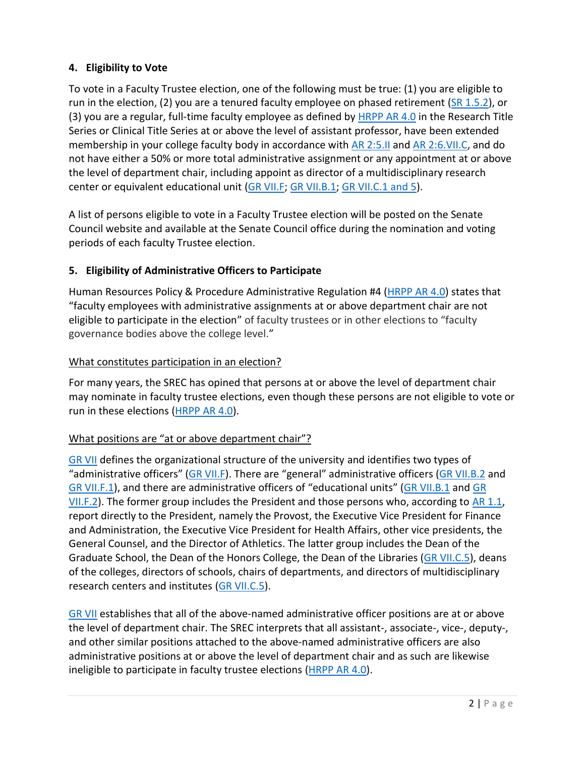### 4. Eligibility to Vote

To vote in a Faculty Trustee election, one of the following must be true: (1) you are eligible to run in the election, (2) you are a tenured faculty employee on phased retirement (SR 1.5.2), or (3) you are a regular, full-time faculty employee as defined by HRPP AR 4.0 in the Research Title Series or Clinical Title Series at or above the level of assistant professor, have been extended membership in your college faculty body in accordance with AR 2:5.II and AR 2:6.VII.C, and do not have either a 50% or more total administrative assignment or any appointment at or above the level of department chair, including appoint as director of a multidisciplinary research center or equivalent educational unit (GR VII.F; GR VII.B.1; GR VII.C.1 and 5).

A list of persons eligible to vote in a Faculty Trustee election will be posted on the Senate Council website and available at the Senate Council office during the nomination and voting periods of each faculty Trustee election.

### 5. Eligibility of Administrative Officers to Participate

Human Resources Policy & Procedure Administrative Regulation #4 (HRPP AR 4.0) states that "faculty employees with administrative assignments at or above department chair are not eligible to participate in the election" of faculty trustees or in other elections to "faculty governance bodies above the college level."

<u>What constitutes participation in an election?</u>

For many years, the SREC has opined that persons at or above the level of department chair may nominate in faculty trustee elections, even though these persons are not eligible to vote or run in these elections (HRPP AR 4.0).

<u>What positions are "at or above department chair"?</u>

GR VII defines the organizational structure of the university and identifies two types of "administrative officers" (GR VII.F). There are "general" administrative officers (GR VII.B.2 and GR VII.F.1), and there are administrative officers of "educational units" (GR VII.B.1 and GR VII.F.2). The former group includes the President and those persons who, according to AR 1.1, report directly to the President, namely the Provost, the Executive Vice President for Finance and Administration, the Executive Vice President for Health Affairs, other vice presidents, the General Counsel, and the Director of Athletics. The latter group includes the Dean of the Graduate School, the Dean of the Honors College, the Dean of the Libraries (GR VII.C.5), deans of the colleges, directors of schools, chairs of departments, and directors of multidisciplinary research centers and institutes (GR VII.C.5).

GR VII establishes that all of the above-named administrative officer positions are at or above the level of department chair. The SREC interprets that all assistant-, associate-, vice-, deputy-, and other similar positions attached to the above-named administrative officers are also administrative positions at or above the level of department chair and as such are likewise ineligible to participate in faculty trustee elections (HRPP AR 4.0).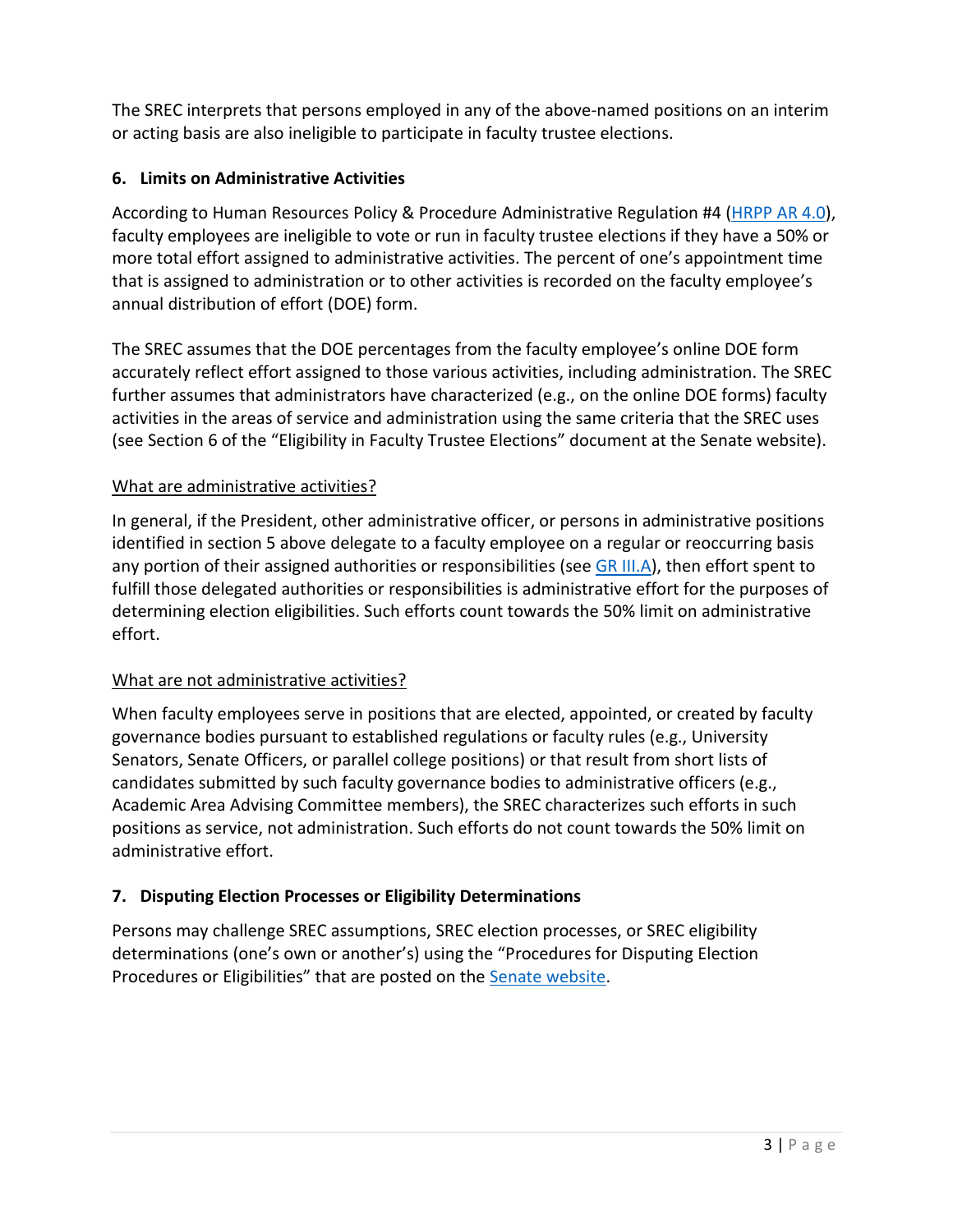The SREC interprets that persons employed in any of the above-named positions on an interim or acting basis are also ineligible to participate in faculty trustee elections.

## 6. Limits on Administrative Activities

According to Human Resources Policy & Procedure Administrative Regulation #4 ([HRPP AR 4.0]), faculty employees are ineligible to vote or run in faculty trustee elections if they have a 50% or more total effort assigned to administrative activities. The percent of one's appointment time that is assigned to administration or to other activities is recorded on the faculty employee's annual distribution of effort (DOE) form.

The SREC assumes that the DOE percentages from the faculty employee's online DOE form accurately reflect effort assigned to those various activities, including administration. The SREC further assumes that administrators have characterized (e.g., on the online DOE forms) faculty activities in the areas of service and administration using the same criteria that the SREC uses (see Section 6 of the "Eligibility in Faculty Trustee Elections" document at the Senate website).

### What are administrative activities?

In general, if the President, other administrative officer, or persons in administrative positions identified in section 5 above delegate to a faculty employee on a regular or reoccurring basis any portion of their assigned authorities or responsibilities (see [GR III.A]), then effort spent to fulfill those delegated authorities or responsibilities is administrative effort for the purposes of determining election eligibilities. Such efforts count towards the 50% limit on administrative effort.

### What are not administrative activities?

When faculty employees serve in positions that are elected, appointed, or created by faculty governance bodies pursuant to established regulations or faculty rules (e.g., University Senators, Senate Officers, or parallel college positions) or that result from short lists of candidates submitted by such faculty governance bodies to administrative officers (e.g., Academic Area Advising Committee members), the SREC characterizes such efforts in such positions as service, not administration. Such efforts do not count towards the 50% limit on administrative effort.

## 7. Disputing Election Processes or Eligibility Determinations

Persons may challenge SREC assumptions, SREC election processes, or SREC eligibility determinations (one's own or another's) using the "Procedures for Disputing Election Procedures or Eligibilities" that are posted on the [Senate website].